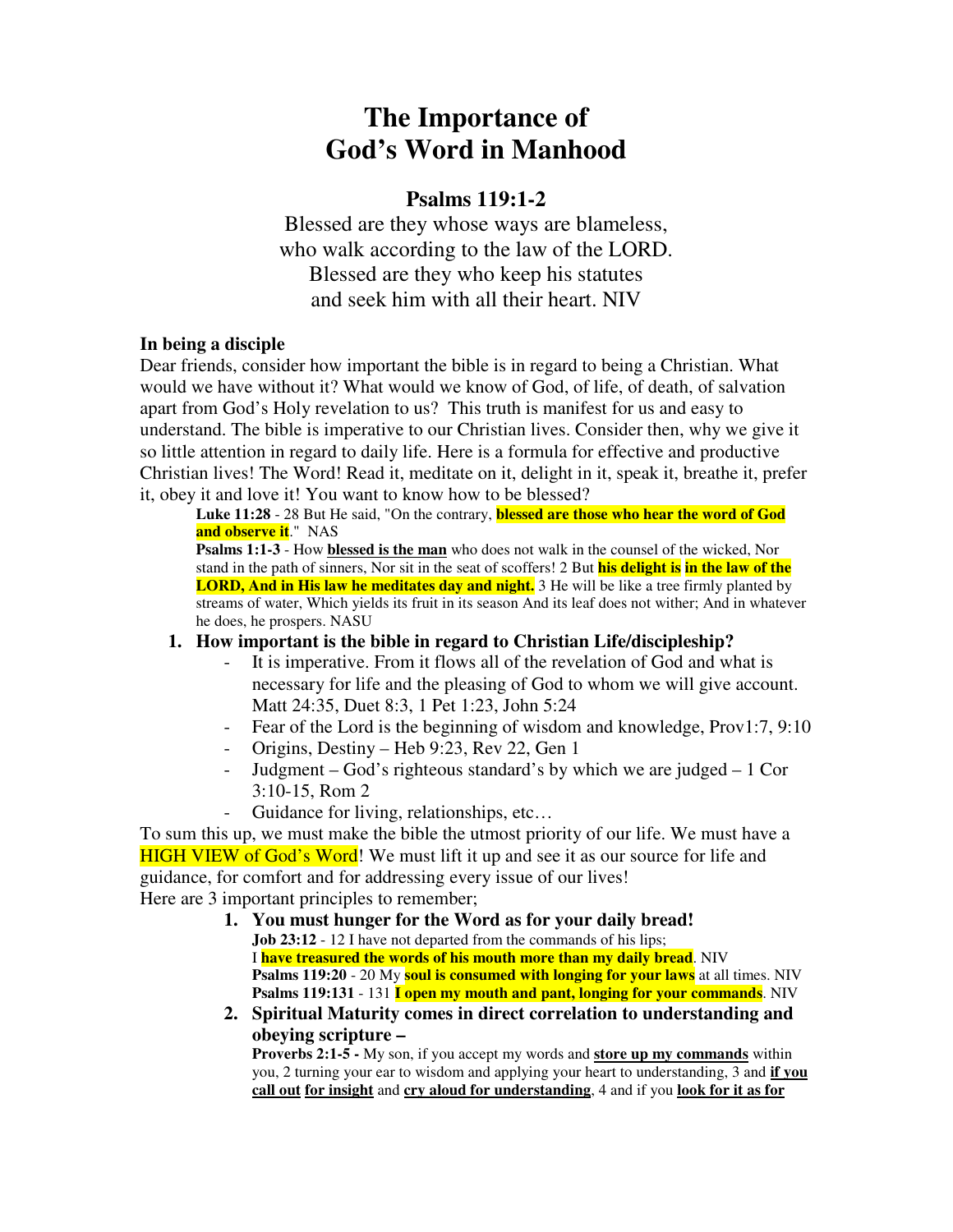# The Importance of God's Word in Manhood

## Psalms 119:1-2

Blessed are they whose ways are blameless,
who walk according to the law of the LORD.
Blessed are they who keep his statutes
and seek him with all their heart. NIV

**In being a disciple**

Dear friends, consider how important the bible is in regard to being a Christian. What would we have without it? What would we know of God, of life, of death, of salvation apart from God's Holy revelation to us? This truth is manifest for us and easy to understand. The bible is imperative to our Christian lives. Consider then, why we give it so little attention in regard to daily life. Here is a formula for effective and productive Christian lives! The Word! Read it, meditate on it, delight in it, speak it, breathe it, prefer it, obey it and love it! You want to know how to be blessed?

> **Luke 11:28** - 28 But He said, "On the contrary, **blessed are those who hear the word of God and observe it**." NAS
>
> **Psalms 1:1-3** - How **blessed is the man** who does not walk in the counsel of the wicked, Nor stand in the path of sinners, Nor sit in the seat of scoffers! 2 But **his delight is in the law of the LORD, And in His law he meditates day and night.** 3 He will be like a tree firmly planted by streams of water, Which yields its fruit in its season And its leaf does not wither; And in whatever he does, he prospers. NASU

1. **How important is the bible in regard to Christian Life/discipleship?**
   - It is imperative. From it flows all of the revelation of God and what is necessary for life and the pleasing of God to whom we will give account. Matt 24:35, Duet 8:3, 1 Pet 1:23, John 5:24
   - Fear of the Lord is the beginning of wisdom and knowledge, Prov1:7, 9:10
   - Origins, Destiny – Heb 9:23, Rev 22, Gen 1
   - Judgment – God's righteous standard's by which we are judged – 1 Cor 3:10-15, Rom 2
   - Guidance for living, relationships, etc…

To sum this up, we must make the bible the utmost priority of our life. We must have a HIGH VIEW of God's Word! We must lift it up and see it as our source for life and guidance, for comfort and for addressing every issue of our lives!

Here are 3 important principles to remember;

1. **You must hunger for the Word as for your daily bread!**

   **Job 23:12** - 12 I have not departed from the commands of his lips;
   I **have treasured the words of his mouth more than my daily bread**. NIV
   **Psalms 119:20** - 20 My **soul is consumed with longing for your laws** at all times. NIV
   **Psalms 119:131** - 131 **I open my mouth and pant, longing for your commands**. NIV

2. **Spiritual Maturity comes in direct correlation to understanding and obeying scripture –**

   **Proverbs 2:1-5 -** My son, if you accept my words and **store up my commands** within you, 2 turning your ear to wisdom and applying your heart to understanding, 3 and **if you call out for insight** and **cry aloud for understanding**, 4 and if you **look for it as for**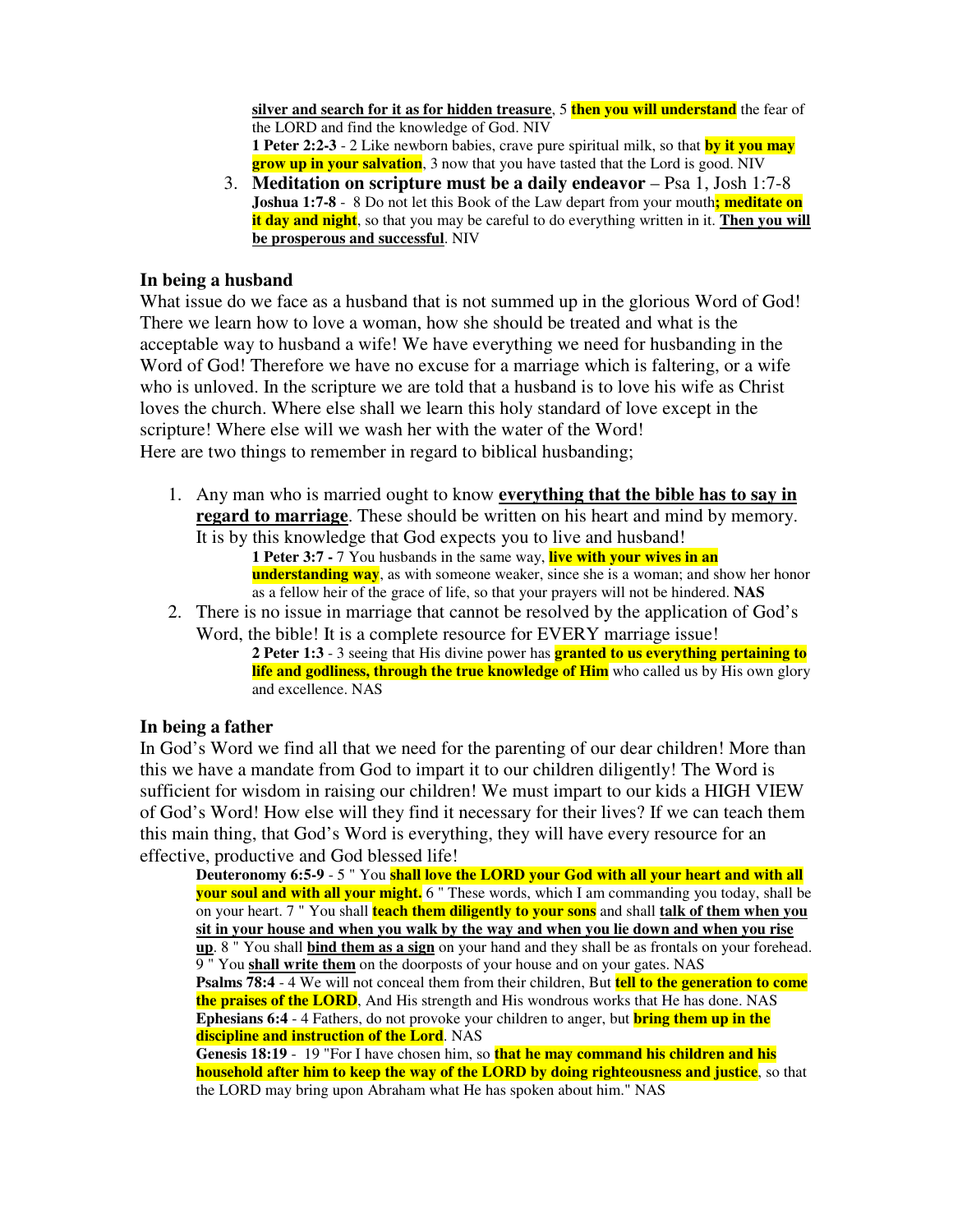**silver and search for it as for hidden treasure**, 5 **then you will understand** the fear of the LORD and find the knowledge of God. NIV

**1 Peter 2:2-3** - 2 Like newborn babies, crave pure spiritual milk, so that **by it you may grow up in your salvation**, 3 now that you have tasted that the Lord is good. NIV

3. **Meditation on scripture must be a daily endeavor** – Psa 1, Josh 1:7-8

   **Joshua 1:7-8** - 8 Do not let this Book of the Law depart from your mouth**; meditate on it day and night**, so that you may be careful to do everything written in it. **Then you will be prosperous and successful**. NIV

### In being a husband

What issue do we face as a husband that is not summed up in the glorious Word of God! There we learn how to love a woman, how she should be treated and what is the acceptable way to husband a wife! We have everything we need for husbanding in the Word of God! Therefore we have no excuse for a marriage which is faltering, or a wife who is unloved. In the scripture we are told that a husband is to love his wife as Christ loves the church. Where else shall we learn this holy standard of love except in the scripture! Where else will we wash her with the water of the Word!

Here are two things to remember in regard to biblical husbanding;

1. Any man who is married ought to know **everything that the bible has to say in regard to marriage**. These should be written on his heart and mind by memory. It is by this knowledge that God expects you to live and husband!

   **1 Peter 3:7 -** 7 You husbands in the same way, **live with your wives in an understanding way**, as with someone weaker, since she is a woman; and show her honor as a fellow heir of the grace of life, so that your prayers will not be hindered. **NAS**

2. There is no issue in marriage that cannot be resolved by the application of God's Word, the bible! It is a complete resource for EVERY marriage issue!

   **2 Peter 1:3** - 3 seeing that His divine power has **granted to us everything pertaining to life and godliness, through the true knowledge of Him** who called us by His own glory and excellence. NAS

### In being a father

In God's Word we find all that we need for the parenting of our dear children! More than this we have a mandate from God to impart it to our children diligently! The Word is sufficient for wisdom in raising our children! We must impart to our kids a HIGH VIEW of God's Word! How else will they find it necessary for their lives? If we can teach them this main thing, that God's Word is everything, they will have every resource for an effective, productive and God blessed life!

**Deuteronomy 6:5-9** - 5 " You **shall love the LORD your God with all your heart and with all your soul and with all your might.** 6 " These words, which I am commanding you today, shall be on your heart. 7 " You shall **teach them diligently to your sons** and shall **talk of them when you sit in your house and when you walk by the way and when you lie down and when you rise up**. 8 " You shall **bind them as a sign** on your hand and they shall be as frontals on your forehead. 9 " You **shall write them** on the doorposts of your house and on your gates. NAS

**Psalms 78:4** - 4 We will not conceal them from their children, But **tell to the generation to come the praises of the LORD**, And His strength and His wondrous works that He has done. NAS

**Ephesians 6:4** - 4 Fathers, do not provoke your children to anger, but **bring them up in the discipline and instruction of the Lord**. NAS

**Genesis 18:19** - 19 "For I have chosen him, so **that he may command his children and his household after him to keep the way of the LORD by doing righteousness and justice**, so that the LORD may bring upon Abraham what He has spoken about him." NAS